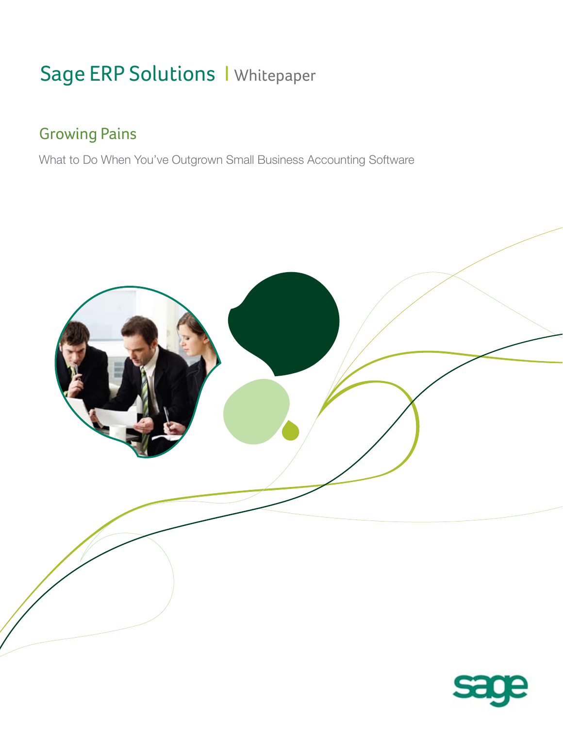# Sage ERP Solutions | Whitepaper

## Growing Pains

What to Do When You've Outgrown Small Business Accounting Software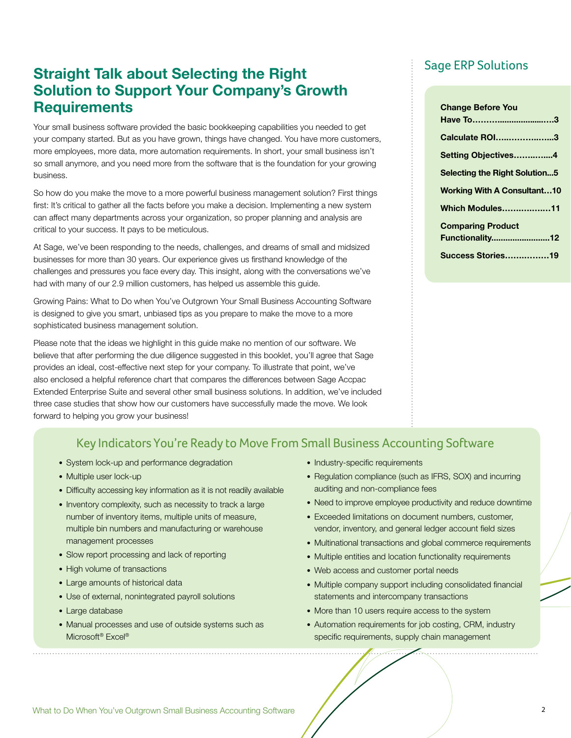# Straight Talk about Selecting the Right Solution to Support Your Company's Growth Requirements

Your small business software provided the basic bookkeeping capabilities you needed to get your company started. But as you have grown, things have changed. You have more customers, more employees, more data, more automation requirements. In short, your small business isn't so small anymore, and you need more from the software that is the foundation for your growing business.

So how do you make the move to a more powerful business management solution? First things first: It's critical to gather all the facts before you make a decision. Implementing a new system can affect many departments across your organization, so proper planning and analysis are critical to your success. It pays to be meticulous.

At Sage, we've been responding to the needs, challenges, and dreams of small and midsized businesses for more than 30 years. Our experience gives us firsthand knowledge of the challenges and pressures you face every day. This insight, along with the conversations we've had with many of our 2.9 million customers, has helped us assemble this guide.

Growing Pains: What to Do when You've Outgrown Your Small Business Accounting Software is designed to give you smart, unbiased tips as you prepare to make the move to a more sophisticated business management solution.

Please note that the ideas we highlight in this guide make no mention of our software. We believe that after performing the due diligence suggested in this booklet, you'll agree that Sage provides an ideal, cost-effective next step for your company. To illustrate that point, we've also enclosed a helpful reference chart that compares the differences between Sage Accpac Extended Enterprise Suite and several other small business solutions. In addition, we've included three case studies that show how our customers have successfully made the move. We look forward to helping you grow your business!

## Sage ERP Solutions

**Change Before You Have To……........................….3**

**Calculate ROI…..……….…...3**

**Setting Objectives……..…....4**

**Selecting the Right Solution...5**

**Working With A Consultant…10**

**Which Modules………………11**

**Comparing Product Functionality.........................12**

**Success Stories……………19**

## Key Indicators You're Ready to Move From Small Business Accounting Software

- System lock-up and performance degradation
- Multiple user lock-up
- Difficulty accessing key information as it is not readily available
- Inventory complexity, such as necessity to track a large number of inventory items, multiple units of measure, multiple bin numbers and manufacturing or warehouse management processes
- Slow report processing and lack of reporting
- High volume of transactions
- Large amounts of historical data
- Use of external, nonintegrated payroll solutions
- Large database
- Manual processes and use of outside systems such as Microsoft® Excel®
- Industry-specific requirements
- Regulation compliance (such as IFRS, SOX) and incurring auditing and non-compliance fees
- Need to improve employee productivity and reduce downtime
- Exceeded limitations on document numbers, customer, vendor, inventory, and general ledger account field sizes
- Multinational transactions and global commerce requirements
- Multiple entities and location functionality requirements
- Web access and customer portal needs
- Multiple company support including consolidated financial statements and intercompany transactions
- More than 10 users require access to the system
- Automation requirements for job costing, CRM, industry specific requirements, supply chain management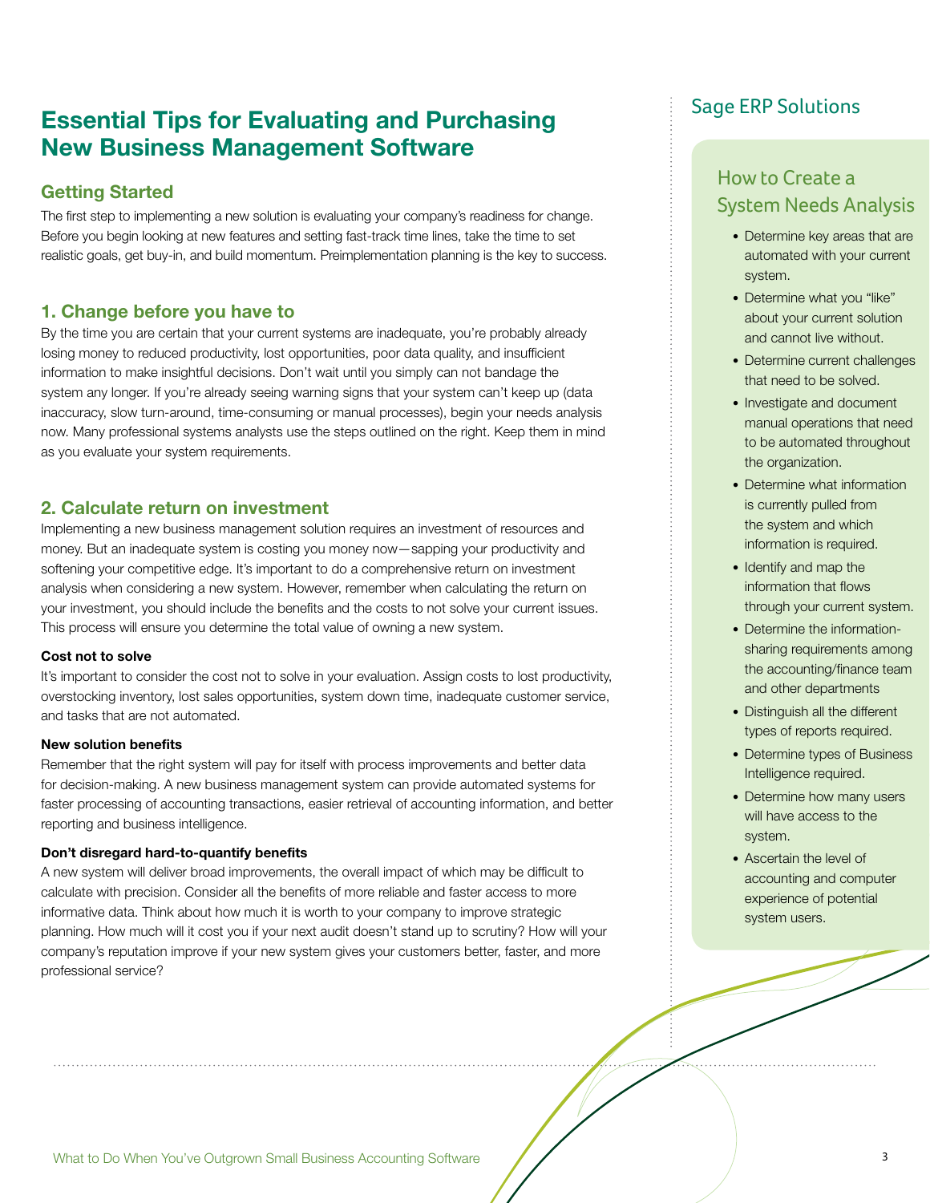# Essential Tips for Evaluating and Purchasing New Business Management Software

## Getting Started

The first step to implementing a new solution is evaluating your company's readiness for change. Before you begin looking at new features and setting fast-track time lines, take the time to set realistic goals, get buy-in, and build momentum. Preimplementation planning is the key to success.

## 1. Change before you have to

By the time you are certain that your current systems are inadequate, you're probably already losing money to reduced productivity, lost opportunities, poor data quality, and insufficient information to make insightful decisions. Don't wait until you simply can not bandage the system any longer. If you're already seeing warning signs that your system can't keep up (data inaccuracy, slow turn-around, time-consuming or manual processes), begin your needs analysis now. Many professional systems analysts use the steps outlined on the right. Keep them in mind as you evaluate your system requirements.

## 2. Calculate return on investment

Implementing a new business management solution requires an investment of resources and money. But an inadequate system is costing you money now—sapping your productivity and softening your competitive edge. It's important to do a comprehensive return on investment analysis when considering a new system. However, remember when calculating the return on your investment, you should include the benefits and the costs to not solve your current issues. This process will ensure you determine the total value of owning a new system.

### Cost not to solve

It's important to consider the cost not to solve in your evaluation. Assign costs to lost productivity, overstocking inventory, lost sales opportunities, system down time, inadequate customer service, and tasks that are not automated.

### New solution benefits

Remember that the right system will pay for itself with process improvements and better data for decision-making. A new business management system can provide automated systems for faster processing of accounting transactions, easier retrieval of accounting information, and better reporting and business intelligence.

### Don't disregard hard-to-quantify benefits

A new system will deliver broad improvements, the overall impact of which may be difficult to calculate with precision. Consider all the benefits of more reliable and faster access to more informative data. Think about how much it is worth to your company to improve strategic planning. How much will it cost you if your next audit doesn't stand up to scrutiny? How will your company's reputation improve if your new system gives your customers better, faster, and more professional service?

## Sage ERP Solutions

### How to Create a System Needs Analysis

- Determine key areas that are automated with your current system.
- Determine what you "like" about your current solution and cannot live without.
- Determine current challenges that need to be solved.
- Investigate and document manual operations that need to be automated throughout the organization.
- Determine what information is currently pulled from the system and which information is required.
- Identify and map the information that flows through your current system.
- Determine the information-sharing requirements among the accounting/finance team and other departments
- Distinguish all the different types of reports required.
- Determine types of Business Intelligence required.
- Determine how many users will have access to the system.
- Ascertain the level of accounting and computer experience of potential system users.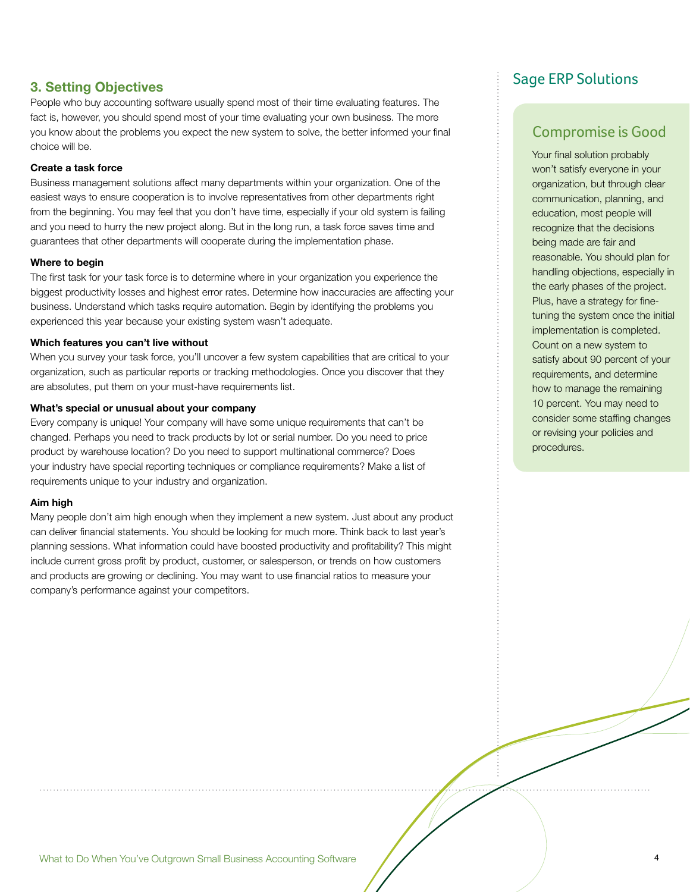## 3. Setting Objectives

People who buy accounting software usually spend most of their time evaluating features. The fact is, however, you should spend most of your time evaluating your own business. The more you know about the problems you expect the new system to solve, the better informed your final choice will be.

**Create a task force**

Business management solutions affect many departments within your organization. One of the easiest ways to ensure cooperation is to involve representatives from other departments right from the beginning. You may feel that you don't have time, especially if your old system is failing and you need to hurry the new project along. But in the long run, a task force saves time and guarantees that other departments will cooperate during the implementation phase.

**Where to begin**

The first task for your task force is to determine where in your organization you experience the biggest productivity losses and highest error rates. Determine how inaccuracies are affecting your business. Understand which tasks require automation. Begin by identifying the problems you experienced this year because your existing system wasn't adequate.

**Which features you can't live without**

When you survey your task force, you'll uncover a few system capabilities that are critical to your organization, such as particular reports or tracking methodologies. Once you discover that they are absolutes, put them on your must-have requirements list.

**What's special or unusual about your company**

Every company is unique! Your company will have some unique requirements that can't be changed. Perhaps you need to track products by lot or serial number. Do you need to price product by warehouse location? Do you need to support multinational commerce? Does your industry have special reporting techniques or compliance requirements? Make a list of requirements unique to your industry and organization.

**Aim high**

Many people don't aim high enough when they implement a new system. Just about any product can deliver financial statements. You should be looking for much more. Think back to last year's planning sessions. What information could have boosted productivity and profitability? This might include current gross profit by product, customer, or salesperson, or trends on how customers and products are growing or declining. You may want to use financial ratios to measure your company's performance against your competitors.

## Sage ERP Solutions

### Compromise is Good

Your final solution probably won't satisfy everyone in your organization, but through clear communication, planning, and education, most people will recognize that the decisions being made are fair and reasonable. You should plan for handling objections, especially in the early phases of the project. Plus, have a strategy for fine-tuning the system once the initial implementation is completed. Count on a new system to satisfy about 90 percent of your requirements, and determine how to manage the remaining 10 percent. You may need to consider some staffing changes or revising your policies and procedures.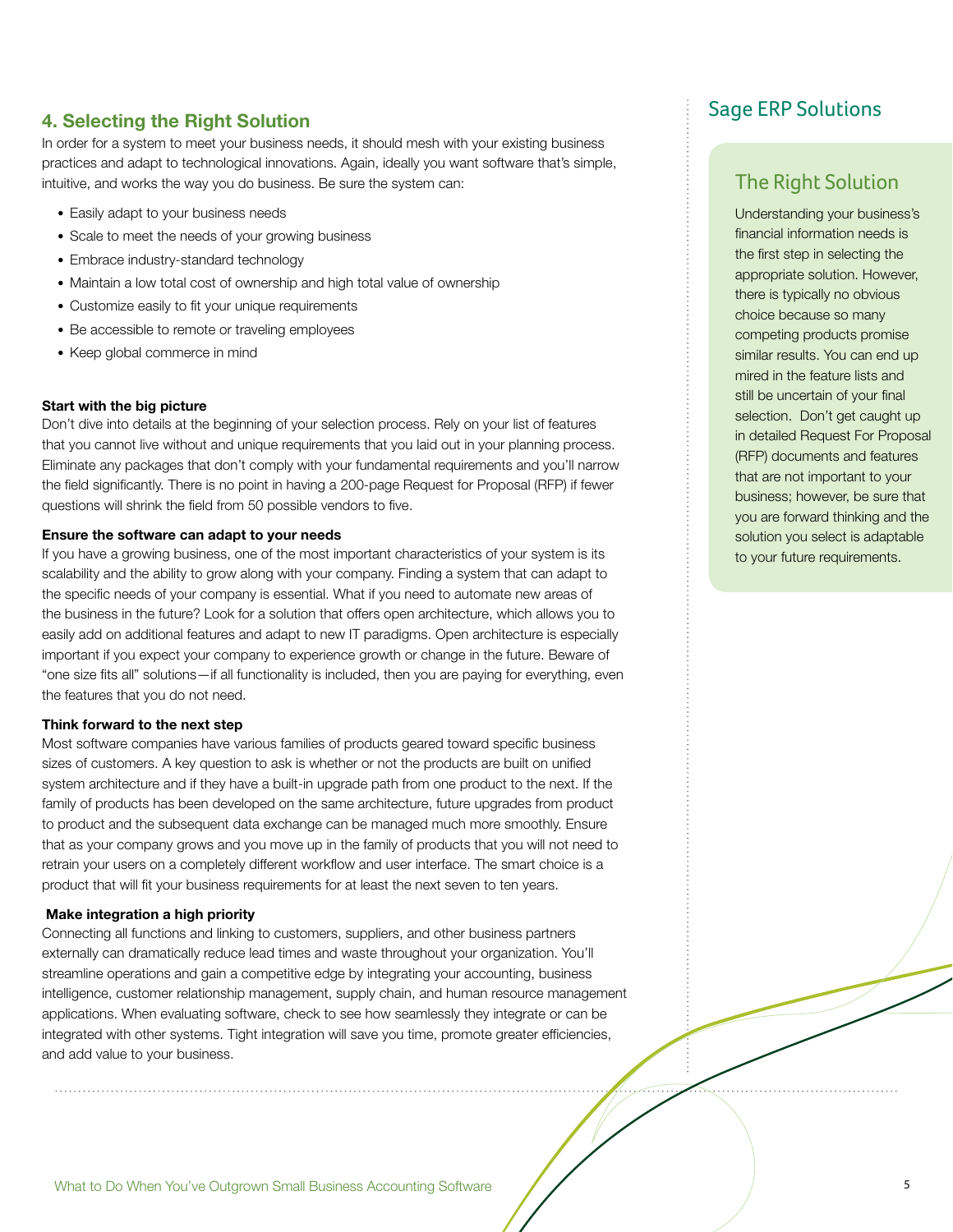## 4. Selecting the Right Solution

In order for a system to meet your business needs, it should mesh with your existing business practices and adapt to technological innovations. Again, ideally you want software that's simple, intuitive, and works the way you do business. Be sure the system can:

- Easily adapt to your business needs
- Scale to meet the needs of your growing business
- Embrace industry-standard technology
- Maintain a low total cost of ownership and high total value of ownership
- Customize easily to fit your unique requirements
- Be accessible to remote or traveling employees
- Keep global commerce in mind

**Start with the big picture**

Don't dive into details at the beginning of your selection process. Rely on your list of features that you cannot live without and unique requirements that you laid out in your planning process. Eliminate any packages that don't comply with your fundamental requirements and you'll narrow the field significantly. There is no point in having a 200-page Request for Proposal (RFP) if fewer questions will shrink the field from 50 possible vendors to five.

**Ensure the software can adapt to your needs**

If you have a growing business, one of the most important characteristics of your system is its scalability and the ability to grow along with your company. Finding a system that can adapt to the specific needs of your company is essential. What if you need to automate new areas of the business in the future? Look for a solution that offers open architecture, which allows you to easily add on additional features and adapt to new IT paradigms. Open architecture is especially important if you expect your company to experience growth or change in the future. Beware of "one size fits all" solutions—if all functionality is included, then you are paying for everything, even the features that you do not need.

**Think forward to the next step**

Most software companies have various families of products geared toward specific business sizes of customers. A key question to ask is whether or not the products are built on unified system architecture and if they have a built-in upgrade path from one product to the next. If the family of products has been developed on the same architecture, future upgrades from product to product and the subsequent data exchange can be managed much more smoothly. Ensure that as your company grows and you move up in the family of products that you will not need to retrain your users on a completely different workflow and user interface. The smart choice is a product that will fit your business requirements for at least the next seven to ten years.

**Make integration a high priority**

Connecting all functions and linking to customers, suppliers, and other business partners externally can dramatically reduce lead times and waste throughout your organization. You'll streamline operations and gain a competitive edge by integrating your accounting, business intelligence, customer relationship management, supply chain, and human resource management applications. When evaluating software, check to see how seamlessly they integrate or can be integrated with other systems. Tight integration will save you time, promote greater efficiencies, and add value to your business.

## Sage ERP Solutions

### The Right Solution

Understanding your business's financial information needs is the first step in selecting the appropriate solution. However, there is typically no obvious choice because so many competing products promise similar results. You can end up mired in the feature lists and still be uncertain of your final selection. Don't get caught up in detailed Request For Proposal (RFP) documents and features that are not important to your business; however, be sure that you are forward thinking and the solution you select is adaptable to your future requirements.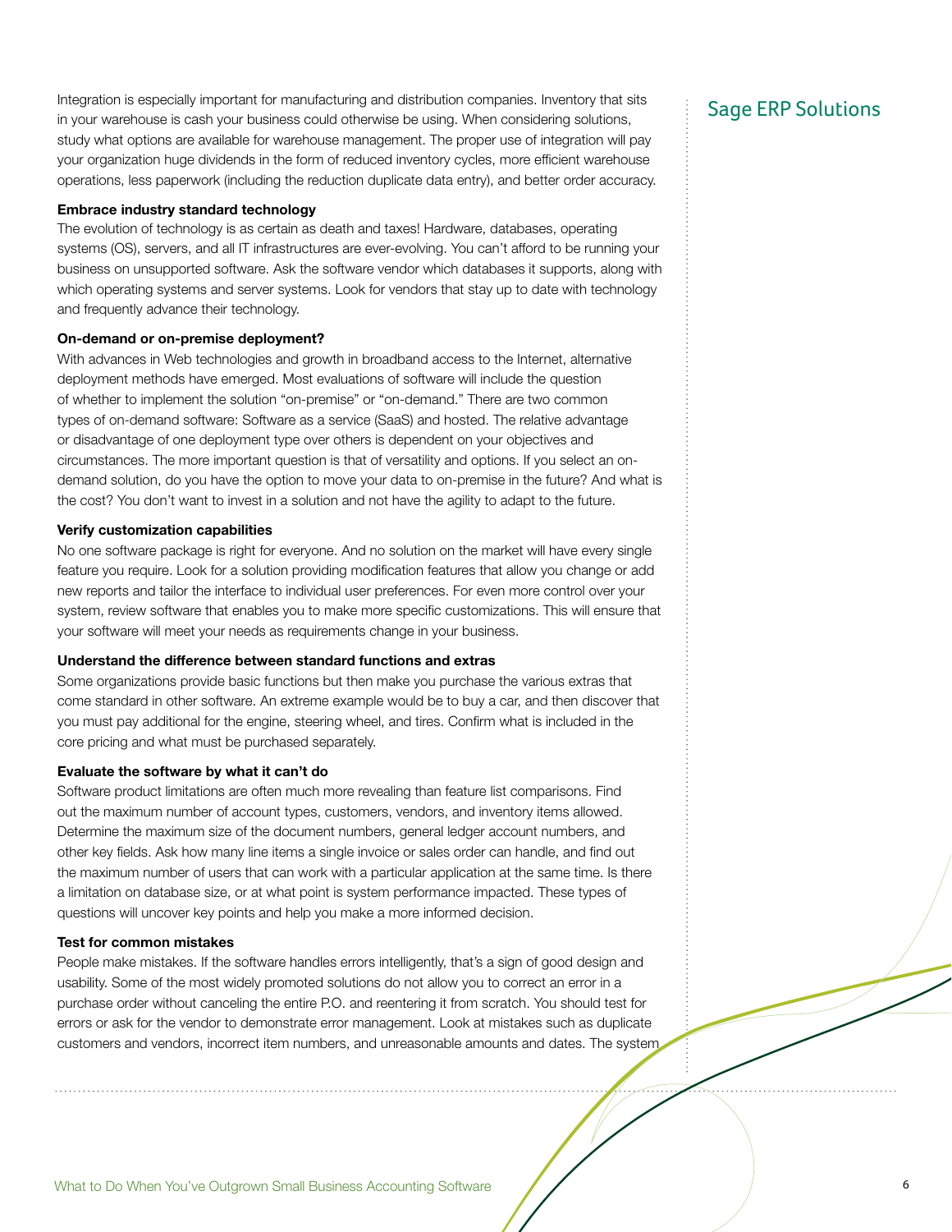Integration is especially important for manufacturing and distribution companies. Inventory that sits in your warehouse is cash your business could otherwise be using. When considering solutions, study what options are available for warehouse management. The proper use of integration will pay your organization huge dividends in the form of reduced inventory cycles, more efficient warehouse operations, less paperwork (including the reduction duplicate data entry), and better order accuracy.

**Embrace industry standard technology**

The evolution of technology is as certain as death and taxes! Hardware, databases, operating systems (OS), servers, and all IT infrastructures are ever-evolving. You can't afford to be running your business on unsupported software. Ask the software vendor which databases it supports, along with which operating systems and server systems. Look for vendors that stay up to date with technology and frequently advance their technology.

**On-demand or on-premise deployment?**

With advances in Web technologies and growth in broadband access to the Internet, alternative deployment methods have emerged. Most evaluations of software will include the question of whether to implement the solution "on-premise" or "on-demand." There are two common types of on-demand software: Software as a service (SaaS) and hosted. The relative advantage or disadvantage of one deployment type over others is dependent on your objectives and circumstances. The more important question is that of versatility and options. If you select an on-demand solution, do you have the option to move your data to on-premise in the future? And what is the cost? You don't want to invest in a solution and not have the agility to adapt to the future.

**Verify customization capabilities**

No one software package is right for everyone. And no solution on the market will have every single feature you require. Look for a solution providing modification features that allow you change or add new reports and tailor the interface to individual user preferences. For even more control over your system, review software that enables you to make more specific customizations. This will ensure that your software will meet your needs as requirements change in your business.

**Understand the difference between standard functions and extras**

Some organizations provide basic functions but then make you purchase the various extras that come standard in other software. An extreme example would be to buy a car, and then discover that you must pay additional for the engine, steering wheel, and tires. Confirm what is included in the core pricing and what must be purchased separately.

**Evaluate the software by what it can't do**

Software product limitations are often much more revealing than feature list comparisons. Find out the maximum number of account types, customers, vendors, and inventory items allowed. Determine the maximum size of the document numbers, general ledger account numbers, and other key fields. Ask how many line items a single invoice or sales order can handle, and find out the maximum number of users that can work with a particular application at the same time. Is there a limitation on database size, or at what point is system performance impacted. These types of questions will uncover key points and help you make a more informed decision.

**Test for common mistakes**

People make mistakes. If the software handles errors intelligently, that's a sign of good design and usability. Some of the most widely promoted solutions do not allow you to correct an error in a purchase order without canceling the entire P.O. and reentering it from scratch. You should test for errors or ask for the vendor to demonstrate error management. Look at mistakes such as duplicate customers and vendors, incorrect item numbers, and unreasonable amounts and dates. The system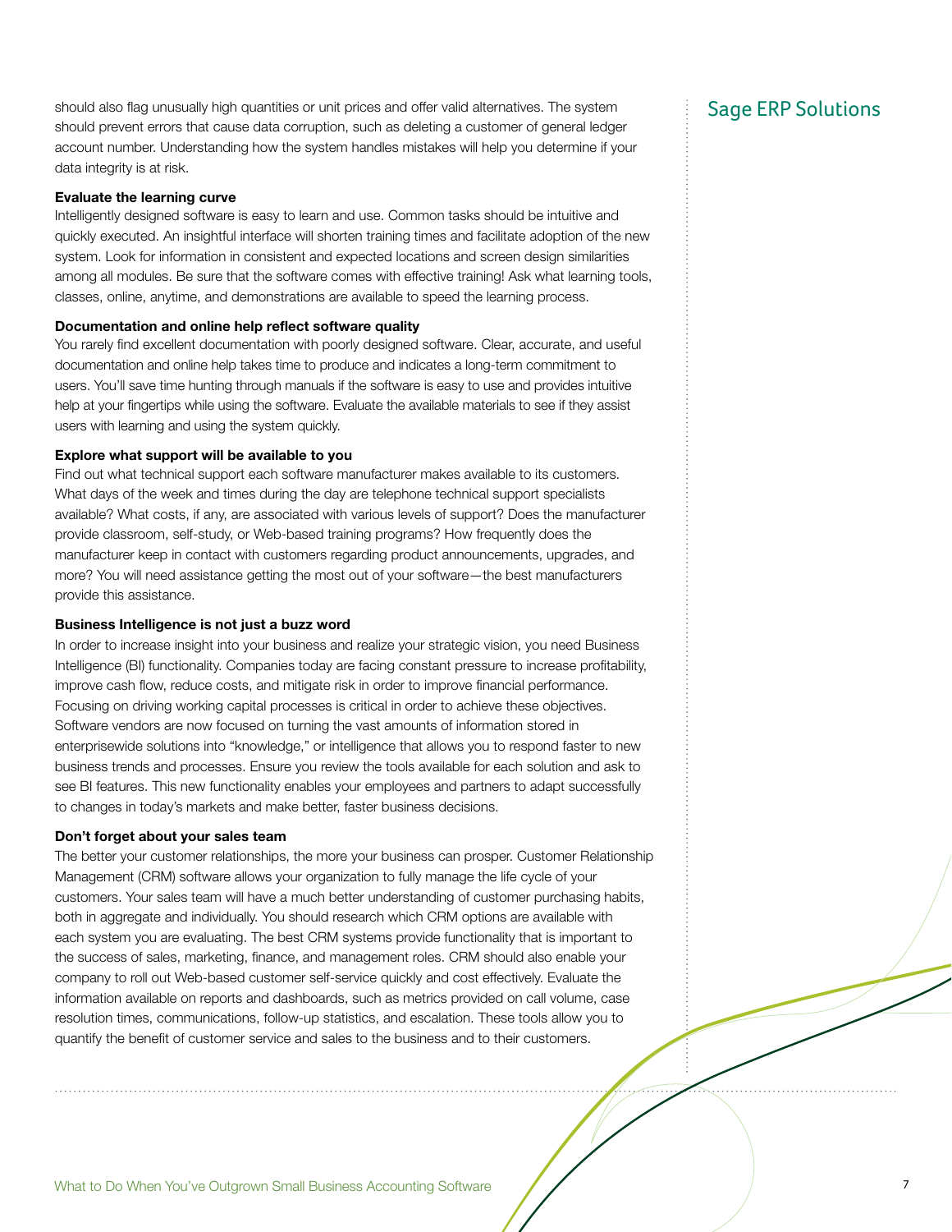should also flag unusually high quantities or unit prices and offer valid alternatives. The system should prevent errors that cause data corruption, such as deleting a customer of general ledger account number. Understanding how the system handles mistakes will help you determine if your data integrity is at risk.

**Evaluate the learning curve**

Intelligently designed software is easy to learn and use. Common tasks should be intuitive and quickly executed. An insightful interface will shorten training times and facilitate adoption of the new system. Look for information in consistent and expected locations and screen design similarities among all modules. Be sure that the software comes with effective training! Ask what learning tools, classes, online, anytime, and demonstrations are available to speed the learning process.

**Documentation and online help reflect software quality**

You rarely find excellent documentation with poorly designed software. Clear, accurate, and useful documentation and online help takes time to produce and indicates a long-term commitment to users. You'll save time hunting through manuals if the software is easy to use and provides intuitive help at your fingertips while using the software. Evaluate the available materials to see if they assist users with learning and using the system quickly.

**Explore what support will be available to you**

Find out what technical support each software manufacturer makes available to its customers. What days of the week and times during the day are telephone technical support specialists available? What costs, if any, are associated with various levels of support? Does the manufacturer provide classroom, self-study, or Web-based training programs? How frequently does the manufacturer keep in contact with customers regarding product announcements, upgrades, and more? You will need assistance getting the most out of your software—the best manufacturers provide this assistance.

**Business Intelligence is not just a buzz word**

In order to increase insight into your business and realize your strategic vision, you need Business Intelligence (BI) functionality. Companies today are facing constant pressure to increase profitability, improve cash flow, reduce costs, and mitigate risk in order to improve financial performance. Focusing on driving working capital processes is critical in order to achieve these objectives. Software vendors are now focused on turning the vast amounts of information stored in enterprisewide solutions into "knowledge," or intelligence that allows you to respond faster to new business trends and processes. Ensure you review the tools available for each solution and ask to see BI features. This new functionality enables your employees and partners to adapt successfully to changes in today's markets and make better, faster business decisions.

**Don't forget about your sales team**

The better your customer relationships, the more your business can prosper. Customer Relationship Management (CRM) software allows your organization to fully manage the life cycle of your customers. Your sales team will have a much better understanding of customer purchasing habits, both in aggregate and individually. You should research which CRM options are available with each system you are evaluating. The best CRM systems provide functionality that is important to the success of sales, marketing, finance, and management roles. CRM should also enable your company to roll out Web-based customer self-service quickly and cost effectively. Evaluate the information available on reports and dashboards, such as metrics provided on call volume, case resolution times, communications, follow-up statistics, and escalation. These tools allow you to quantify the benefit of customer service and sales to the business and to their customers.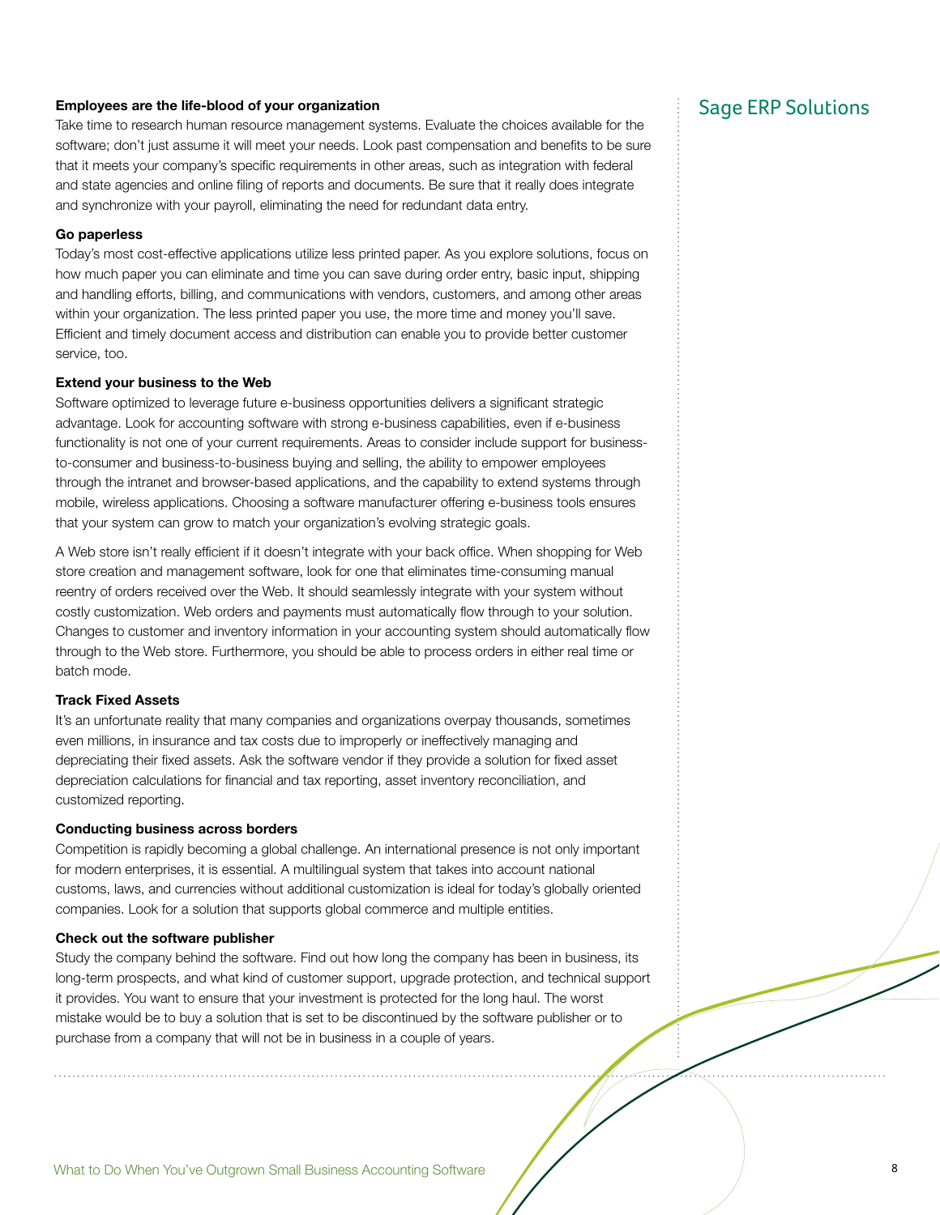## Sage ERP Solutions

### Employees are the life-blood of your organization

Take time to research human resource management systems. Evaluate the choices available for the software; don't just assume it will meet your needs. Look past compensation and benefits to be sure that it meets your company's specific requirements in other areas, such as integration with federal and state agencies and online filing of reports and documents. Be sure that it really does integrate and synchronize with your payroll, eliminating the need for redundant data entry.

### Go paperless

Today's most cost-effective applications utilize less printed paper. As you explore solutions, focus on how much paper you can eliminate and time you can save during order entry, basic input, shipping and handling efforts, billing, and communications with vendors, customers, and among other areas within your organization. The less printed paper you use, the more time and money you'll save. Efficient and timely document access and distribution can enable you to provide better customer service, too.

### Extend your business to the Web

Software optimized to leverage future e-business opportunities delivers a significant strategic advantage. Look for accounting software with strong e-business capabilities, even if e-business functionality is not one of your current requirements. Areas to consider include support for business-to-consumer and business-to-business buying and selling, the ability to empower employees through the intranet and browser-based applications, and the capability to extend systems through mobile, wireless applications. Choosing a software manufacturer offering e-business tools ensures that your system can grow to match your organization's evolving strategic goals.

A Web store isn't really efficient if it doesn't integrate with your back office. When shopping for Web store creation and management software, look for one that eliminates time-consuming manual reentry of orders received over the Web. It should seamlessly integrate with your system without costly customization. Web orders and payments must automatically flow through to your solution. Changes to customer and inventory information in your accounting system should automatically flow through to the Web store. Furthermore, you should be able to process orders in either real time or batch mode.

### Track Fixed Assets

It's an unfortunate reality that many companies and organizations overpay thousands, sometimes even millions, in insurance and tax costs due to improperly or ineffectively managing and depreciating their fixed assets. Ask the software vendor if they provide a solution for fixed asset depreciation calculations for financial and tax reporting, asset inventory reconciliation, and customized reporting.

### Conducting business across borders

Competition is rapidly becoming a global challenge. An international presence is not only important for modern enterprises, it is essential. A multilingual system that takes into account national customs, laws, and currencies without additional customization is ideal for today's globally oriented companies. Look for a solution that supports global commerce and multiple entities.

### Check out the software publisher

Study the company behind the software. Find out how long the company has been in business, its long-term prospects, and what kind of customer support, upgrade protection, and technical support it provides. You want to ensure that your investment is protected for the long haul. The worst mistake would be to buy a solution that is set to be discontinued by the software publisher or to purchase from a company that will not be in business in a couple of years.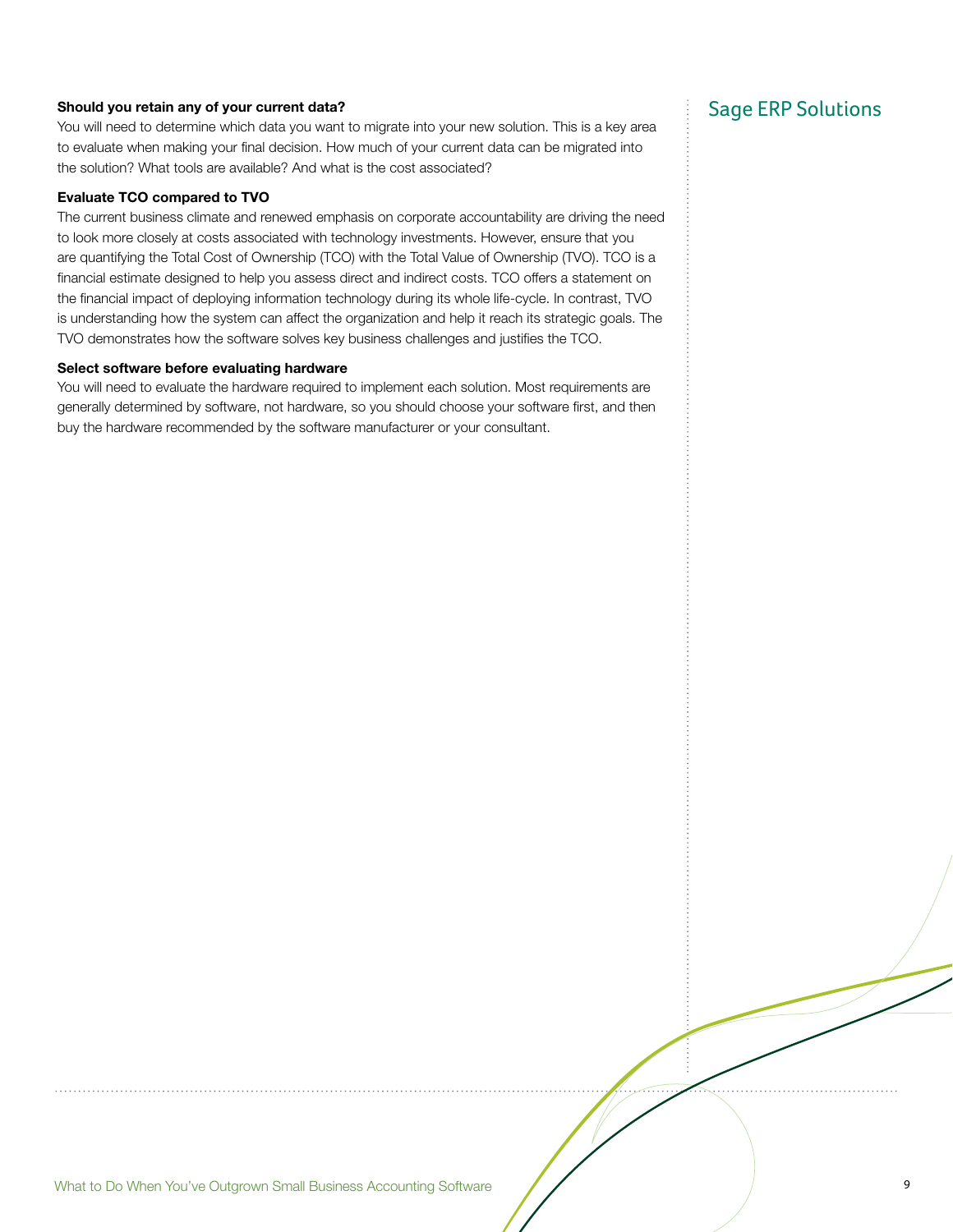**Should you retain any of your current data?**

You will need to determine which data you want to migrate into your new solution. This is a key area to evaluate when making your final decision. How much of your current data can be migrated into the solution? What tools are available? And what is the cost associated?

**Evaluate TCO compared to TVO**

The current business climate and renewed emphasis on corporate accountability are driving the need to look more closely at costs associated with technology investments. However, ensure that you are quantifying the Total Cost of Ownership (TCO) with the Total Value of Ownership (TVO). TCO is a financial estimate designed to help you assess direct and indirect costs. TCO offers a statement on the financial impact of deploying information technology during its whole life-cycle. In contrast, TVO is understanding how the system can affect the organization and help it reach its strategic goals. The TVO demonstrates how the software solves key business challenges and justifies the TCO.

**Select software before evaluating hardware**

You will need to evaluate the hardware required to implement each solution. Most requirements are generally determined by software, not hardware, so you should choose your software first, and then buy the hardware recommended by the software manufacturer or your consultant.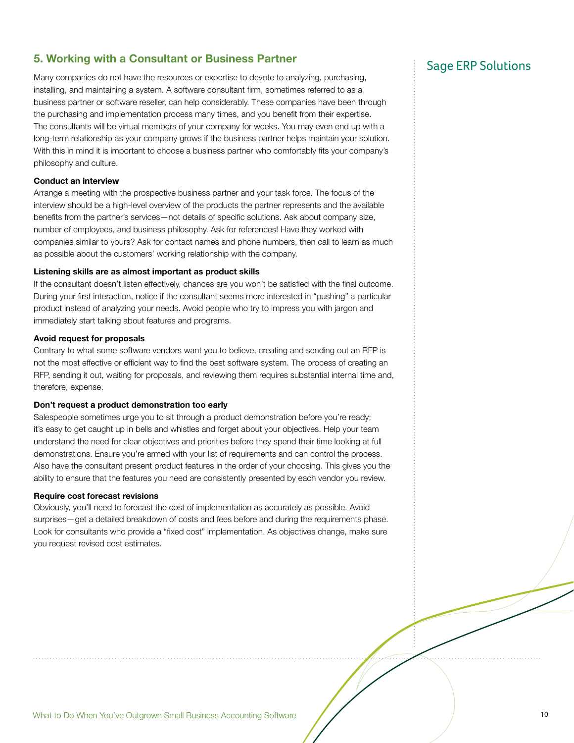## 5. Working with a Consultant or Business Partner

Many companies do not have the resources or expertise to devote to analyzing, purchasing, installing, and maintaining a system. A software consultant firm, sometimes referred to as a business partner or software reseller, can help considerably. These companies have been through the purchasing and implementation process many times, and you benefit from their expertise. The consultants will be virtual members of your company for weeks. You may even end up with a long-term relationship as your company grows if the business partner helps maintain your solution. With this in mind it is important to choose a business partner who comfortably fits your company's philosophy and culture.

**Conduct an interview**

Arrange a meeting with the prospective business partner and your task force. The focus of the interview should be a high-level overview of the products the partner represents and the available benefits from the partner's services—not details of specific solutions. Ask about company size, number of employees, and business philosophy. Ask for references! Have they worked with companies similar to yours? Ask for contact names and phone numbers, then call to learn as much as possible about the customers' working relationship with the company.

**Listening skills are as almost important as product skills**

If the consultant doesn't listen effectively, chances are you won't be satisfied with the final outcome. During your first interaction, notice if the consultant seems more interested in "pushing" a particular product instead of analyzing your needs. Avoid people who try to impress you with jargon and immediately start talking about features and programs.

**Avoid request for proposals**

Contrary to what some software vendors want you to believe, creating and sending out an RFP is not the most effective or efficient way to find the best software system. The process of creating an RFP, sending it out, waiting for proposals, and reviewing them requires substantial internal time and, therefore, expense.

**Don't request a product demonstration too early**

Salespeople sometimes urge you to sit through a product demonstration before you're ready; it's easy to get caught up in bells and whistles and forget about your objectives. Help your team understand the need for clear objectives and priorities before they spend their time looking at full demonstrations. Ensure you're armed with your list of requirements and can control the process. Also have the consultant present product features in the order of your choosing. This gives you the ability to ensure that the features you need are consistently presented by each vendor you review.

**Require cost forecast revisions**

Obviously, you'll need to forecast the cost of implementation as accurately as possible. Avoid surprises—get a detailed breakdown of costs and fees before and during the requirements phase. Look for consultants who provide a "fixed cost" implementation. As objectives change, make sure you request revised cost estimates.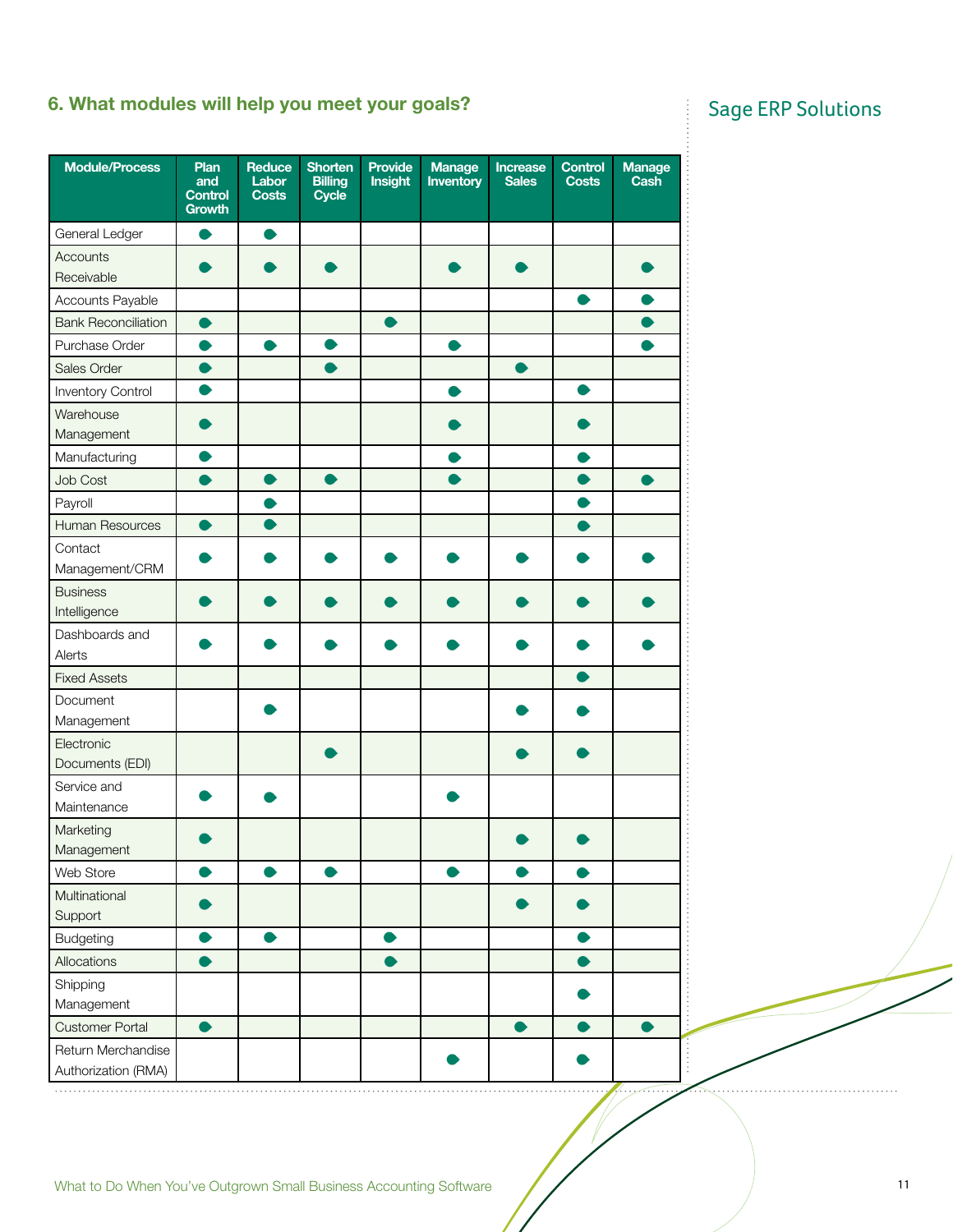## 6. What modules will help you meet your goals?

Sage ERP Solutions

| Module/Process | Plan and Control Growth | Reduce Labor Costs | Shorten Billing Cycle | Provide Insight | Manage Inventory | Increase Sales | Control Costs | Manage Cash |
|---|---|---|---|---|---|---|---|---|
| General Ledger | ● | ● | | | | | | |
| Accounts Receivable | ● | ● | ● | | ● | ● | | ● |
| Accounts Payable | | | | | | | ● | ● |
| Bank Reconciliation | ● | | | ● | | | | ● |
| Purchase Order | ● | ● | ● | | ● | | | ● |
| Sales Order | ● | | ● | | | ● | | |
| Inventory Control | ● | | | | ● | | ● | |
| Warehouse Management | ● | | | | ● | | ● | |
| Manufacturing | ● | | | | ● | | ● | |
| Job Cost | ● | ● | ● | | ● | | ● | ● |
| Payroll | | ● | | | | | ● | |
| Human Resources | ● | ● | | | | | ● | |
| Contact Management/CRM | ● | ● | ● | ● | ● | ● | ● | ● |
| Business Intelligence | ● | ● | ● | ● | ● | ● | ● | ● |
| Dashboards and Alerts | ● | ● | ● | ● | ● | ● | ● | ● |
| Fixed Assets | | | | | | | ● | |
| Document Management | | ● | | | | ● | ● | |
| Electronic Documents (EDI) | | | ● | | | ● | ● | |
| Service and Maintenance | ● | ● | | | ● | | | |
| Marketing Management | ● | | | | | ● | ● | |
| Web Store | ● | ● | ● | | ● | ● | ● | |
| Multinational Support | ● | | | | | ● | ● | |
| Budgeting | ● | ● | | ● | | | ● | |
| Allocations | ● | | | ● | | | ● | |
| Shipping Management | | | | | | | ● | |
| Customer Portal | ● | | | | | ● | ● | ● |
| Return Merchandise Authorization (RMA) | | | | | ● | | ● | |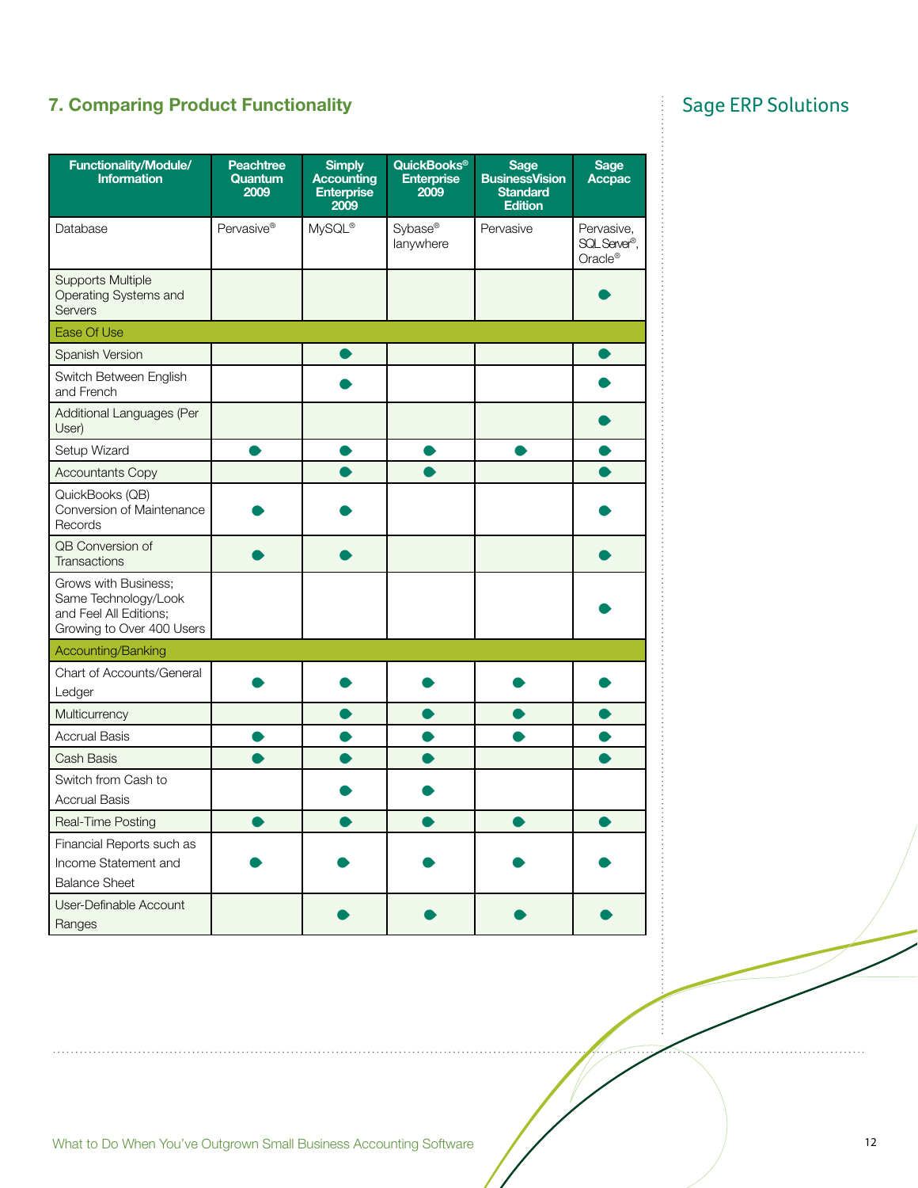## 7. Comparing Product Functionality

Sage ERP Solutions

| Functionality/Module/ Information | Peachtree Quantum 2009 | Simply Accounting Enterprise 2009 | QuickBooks® Enterprise 2009 | Sage BusinessVision Standard Edition | Sage Accpac |
|---|---|---|---|---|---|
| Database | Pervasive® | MySQL® | Sybase® lanywhere | Pervasive | Pervasive, SQL Server®, Oracle® |
| Supports Multiple Operating Systems and Servers | | | | | ● |
| **Ease Of Use** | | | | | |
| Spanish Version | | ● | | | ● |
| Switch Between English and French | | ● | | | ● |
| Additional Languages (Per User) | | | | | ● |
| Setup Wizard | ● | ● | ● | ● | ● |
| Accountants Copy | | ● | ● | | ● |
| QuickBooks (QB) Conversion of Maintenance Records | ● | ● | | | ● |
| QB Conversion of Transactions | ● | ● | | | ● |
| Grows with Business; Same Technology/Look and Feel All Editions; Growing to Over 400 Users | | | | | ● |
| **Accounting/Banking** | | | | | |
| Chart of Accounts/General Ledger | ● | ● | ● | ● | ● |
| Multicurrency | | ● | ● | ● | ● |
| Accrual Basis | ● | ● | ● | ● | ● |
| Cash Basis | ● | ● | ● | | ● |
| Switch from Cash to Accrual Basis | | ● | ● | | |
| Real-Time Posting | ● | ● | ● | ● | ● |
| Financial Reports such as Income Statement and Balance Sheet | ● | ● | ● | ● | ● |
| User-Definable Account Ranges | | ● | ● | ● | ● |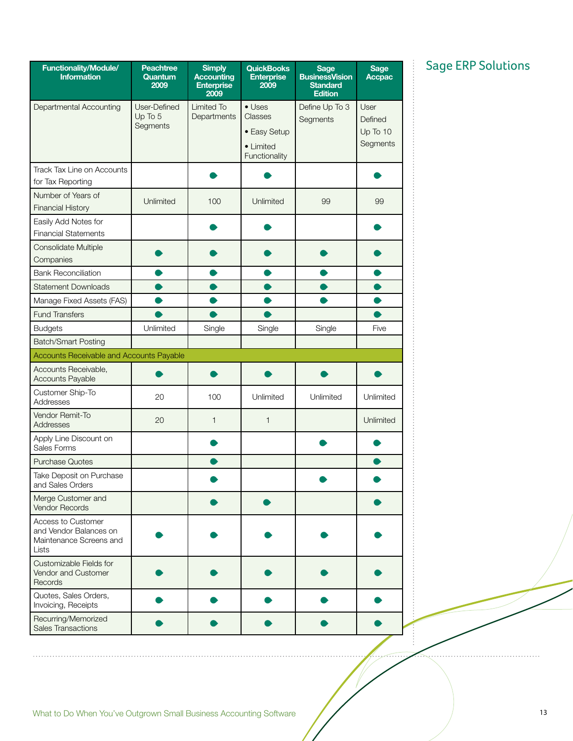## Sage ERP Solutions

| Functionality/Module/ Information | Peachtree Quantum 2009 | Simply Accounting Enterprise 2009 | QuickBooks Enterprise 2009 | Sage BusinessVision Standard Edition | Sage Accpac |
|---|---|---|---|---|---|
| Departmental Accounting | User-Defined Up To 5 Segments | Limited To Departments | • Uses Classes • Easy Setup • Limited Functionality | Define Up To 3 Segments | User Defined Up To 10 Segments |
| Track Tax Line on Accounts for Tax Reporting | | ● | ● | | ● |
| Number of Years of Financial History | Unlimited | 100 | Unlimited | 99 | 99 |
| Easily Add Notes for Financial Statements | | ● | ● | | ● |
| Consolidate Multiple Companies | ● | ● | ● | ● | ● |
| Bank Reconciliation | ● | ● | ● | ● | ● |
| Statement Downloads | ● | ● | ● | ● | ● |
| Manage Fixed Assets (FAS) | ● | ● | ● | ● | ● |
| Fund Transfers | ● | ● | ● | | ● |
| Budgets | Unlimited | Single | Single | Single | Five |
| Batch/Smart Posting | | | | | |
| **Accounts Receivable and Accounts Payable** | | | | | |
| Accounts Receivable, Accounts Payable | ● | ● | ● | ● | ● |
| Customer Ship-To Addresses | 20 | 100 | Unlimited | Unlimited | Unlimited |
| Vendor Remit-To Addresses | 20 | 1 | 1 | | Unlimited |
| Apply Line Discount on Sales Forms | | ● | | ● | ● |
| Purchase Quotes | | ● | | | ● |
| Take Deposit on Purchase and Sales Orders | | ● | | ● | ● |
| Merge Customer and Vendor Records | | ● | ● | | ● |
| Access to Customer and Vendor Balances on Maintenance Screens and Lists | ● | ● | ● | ● | ● |
| Customizable Fields for Vendor and Customer Records | ● | ● | ● | ● | ● |
| Quotes, Sales Orders, Invoicing, Receipts | ● | ● | ● | ● | ● |
| Recurring/Memorized Sales Transactions | ● | ● | ● | ● | ● |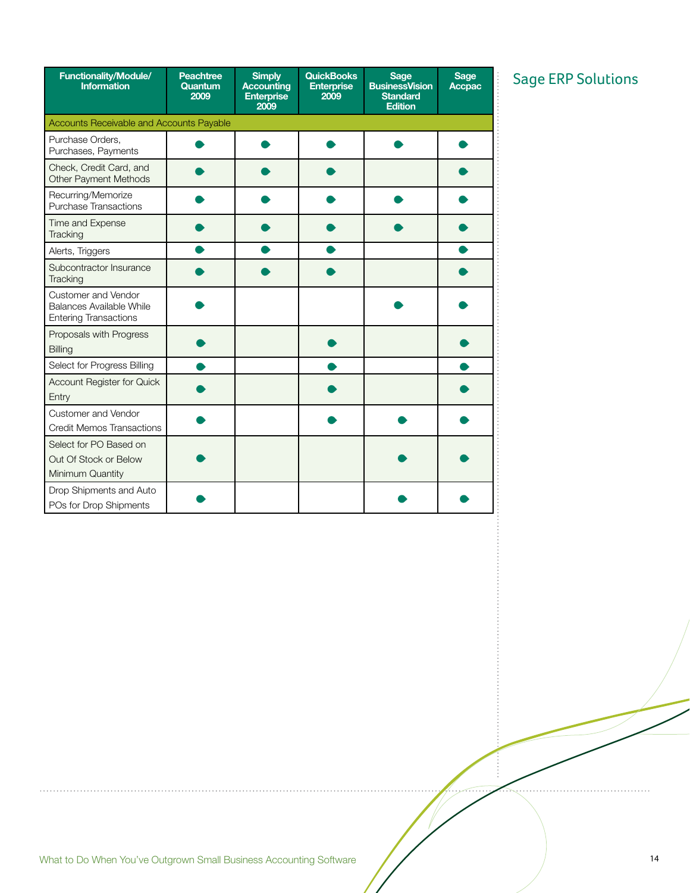## Sage ERP Solutions

| Functionality/Module/ Information | Peachtree Quantum 2009 | Simply Accounting Enterprise 2009 | QuickBooks Enterprise 2009 | Sage BusinessVision Standard Edition | Sage Accpac |
|---|---|---|---|---|---|
| **Accounts Receivable and Accounts Payable** | | | | | |
| Purchase Orders, Purchases, Payments | ● | ● | ● | ● | ● |
| Check, Credit Card, and Other Payment Methods | ● | ● | ● | | ● |
| Recurring/Memorize Purchase Transactions | ● | ● | ● | ● | ● |
| Time and Expense Tracking | ● | ● | ● | ● | ● |
| Alerts, Triggers | ● | ● | ● | | ● |
| Subcontractor Insurance Tracking | ● | ● | ● | | ● |
| Customer and Vendor Balances Available While Entering Transactions | ● | | | ● | ● |
| Proposals with Progress Billing | ● | | ● | | ● |
| Select for Progress Billing | ● | | ● | | ● |
| Account Register for Quick Entry | ● | | ● | | ● |
| Customer and Vendor Credit Memos Transactions | ● | | ● | ● | ● |
| Select for PO Based on Out Of Stock or Below Minimum Quantity | ● | | | ● | ● |
| Drop Shipments and Auto POs for Drop Shipments | ● | | | ● | ● |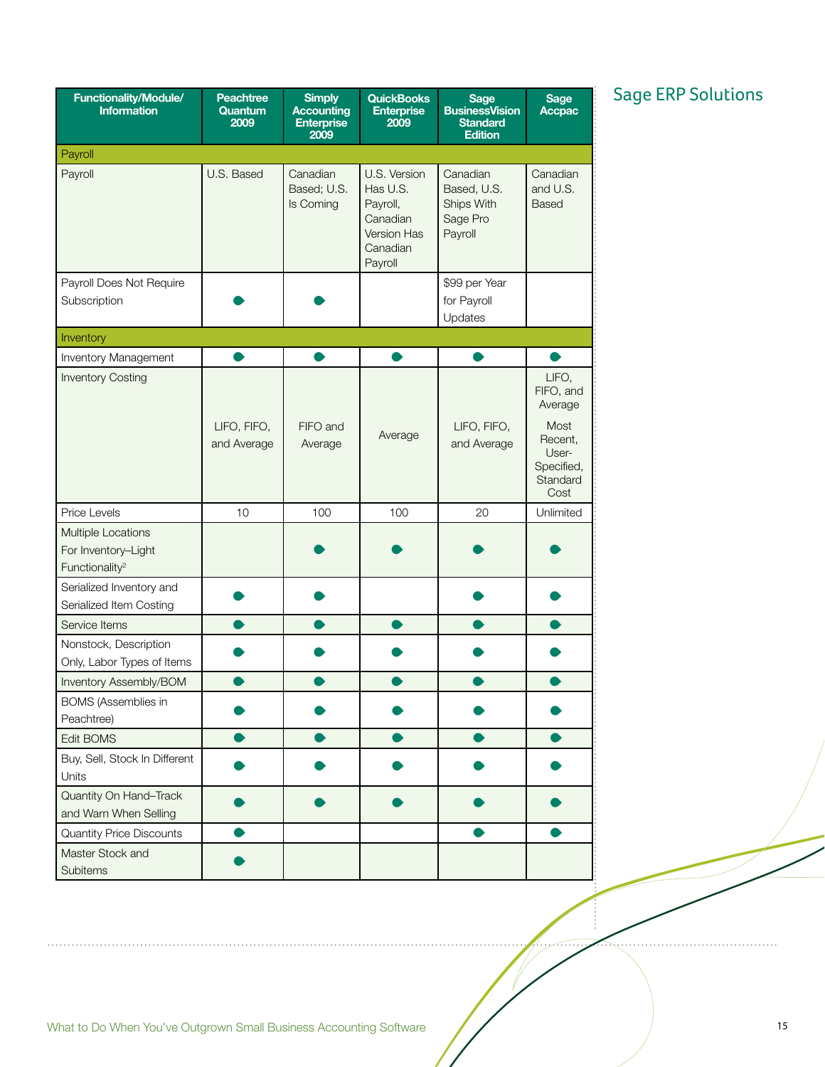## Sage ERP Solutions

| Functionality/Module/ Information | Peachtree Quantum 2009 | Simply Accounting Enterprise 2009 | QuickBooks Enterprise 2009 | Sage BusinessVision Standard Edition | Sage Accpac |
|---|---|---|---|---|---|
| **Payroll** | | | | | |
| Payroll | U.S. Based | Canadian Based; U.S. Is Coming | U.S. Version Has U.S. Payroll, Canadian Version Has Canadian Payroll | Canadian Based, U.S. Ships With Sage Pro Payroll | Canadian and U.S. Based |
| Payroll Does Not Require Subscription | ● | ● | | $99 per Year for Payroll Updates | |
| **Inventory** | | | | | |
| Inventory Management | ● | ● | ● | ● | ● |
| Inventory Costing | LIFO, FIFO, and Average | FIFO and Average | Average | LIFO, FIFO, and Average | LIFO, FIFO, and Average Most Recent, User-Specified, Standard Cost |
| Price Levels | 10 | 100 | 100 | 20 | Unlimited |
| Multiple Locations For Inventory–Light Functionality[2] | | ● | ● | ● | ● |
| Serialized Inventory and Serialized Item Costing | ● | ● | | ● | ● |
| Service Items | ● | ● | ● | ● | ● |
| Nonstock, Description Only, Labor Types of Items | ● | ● | ● | ● | ● |
| Inventory Assembly/BOM | ● | ● | ● | ● | ● |
| BOMS (Assemblies in Peachtree) | ● | ● | ● | ● | ● |
| Edit BOMS | ● | ● | ● | ● | ● |
| Buy, Sell, Stock In Different Units | ● | ● | ● | ● | ● |
| Quantity On Hand–Track and Warn When Selling | ● | ● | ● | ● | ● |
| Quantity Price Discounts | ● | | | ● | ● |
| Master Stock and Subitems | ● | | | | |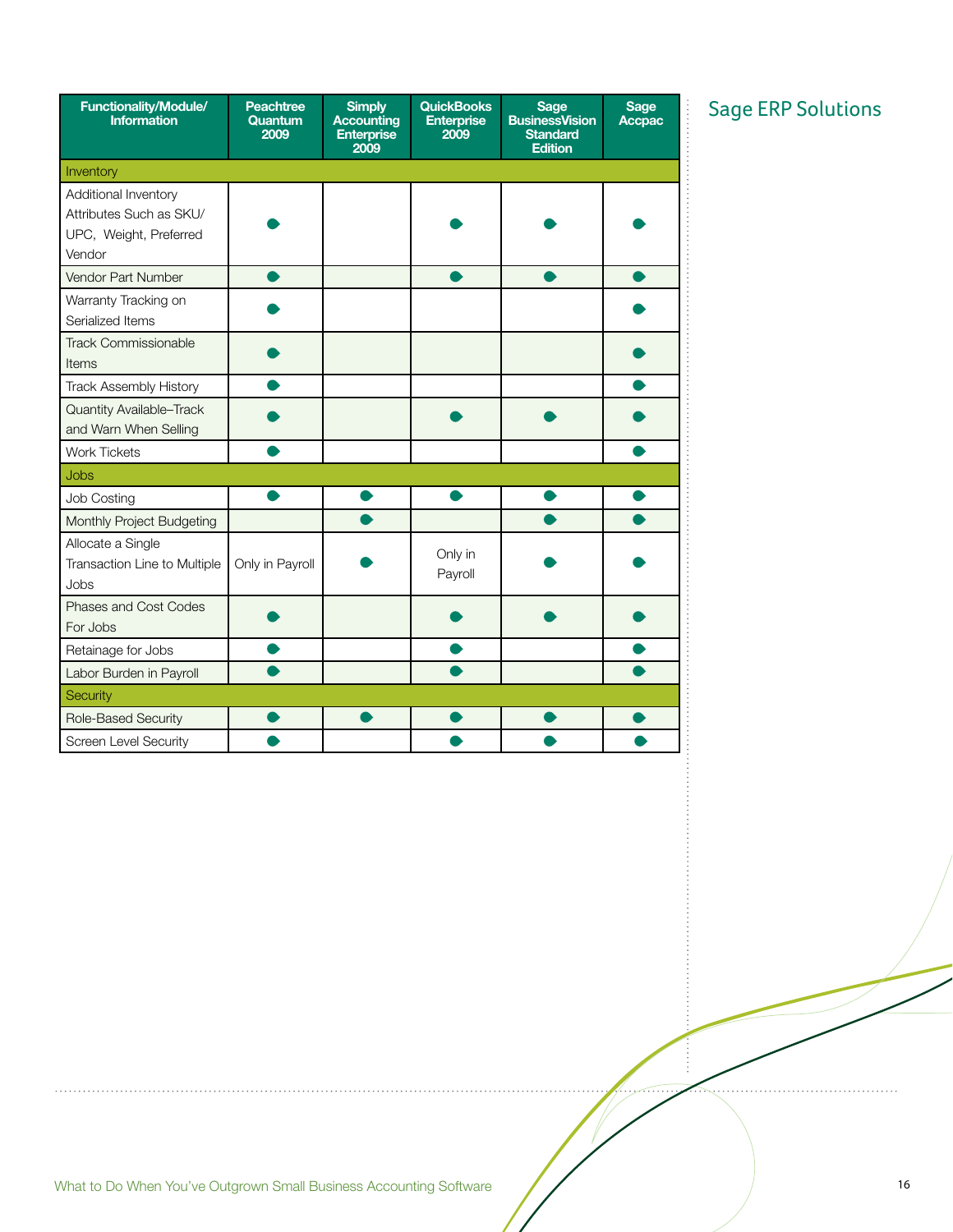## Sage ERP Solutions

| Functionality/Module/ Information | Peachtree Quantum 2009 | Simply Accounting Enterprise 2009 | QuickBooks Enterprise 2009 | Sage BusinessVision Standard Edition | Sage Accpac |
|---|---|---|---|---|---|
| **Inventory** | | | | | |
| Additional Inventory Attributes Such as SKU/ UPC, Weight, Preferred Vendor | ● | | ● | ● | ● |
| Vendor Part Number | ● | | ● | ● | ● |
| Warranty Tracking on Serialized Items | ● | | | | ● |
| Track Commissionable Items | ● | | | | ● |
| Track Assembly History | ● | | | | ● |
| Quantity Available–Track and Warn When Selling | ● | | ● | ● | ● |
| Work Tickets | ● | | | | ● |
| **Jobs** | | | | | |
| Job Costing | ● | ● | ● | ● | ● |
| Monthly Project Budgeting | | ● | | ● | ● |
| Allocate a Single Transaction Line to Multiple Jobs | Only in Payroll | ● | Only in Payroll | ● | ● |
| Phases and Cost Codes For Jobs | ● | | ● | ● | ● |
| Retainage for Jobs | ● | | ● | | ● |
| Labor Burden in Payroll | ● | | ● | | ● |
| **Security** | | | | | |
| Role-Based Security | ● | ● | ● | ● | ● |
| Screen Level Security | ● | | ● | ● | ● |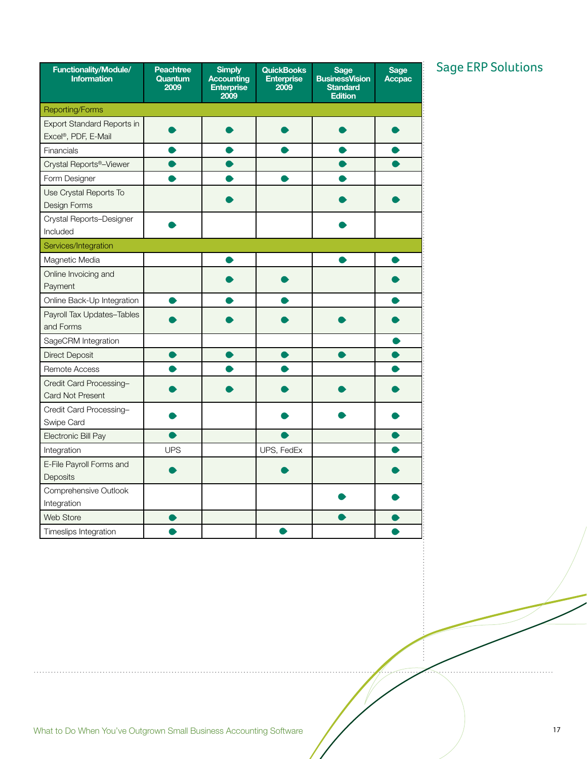## Sage ERP Solutions

| Functionality/Module/ Information | Peachtree Quantum 2009 | Simply Accounting Enterprise 2009 | QuickBooks Enterprise 2009 | Sage BusinessVision Standard Edition | Sage Accpac |
|---|---|---|---|---|---|
| **Reporting/Forms** | | | | | |
| Export Standard Reports in Excel®, PDF, E-Mail | ● | ● | ● | ● | ● |
| Financials | ● | ● | ● | ● | ● |
| Crystal Reports®–Viewer | ● | ● | | ● | ● |
| Form Designer | ● | ● | ● | ● | |
| Use Crystal Reports To Design Forms | | ● | | ● | ● |
| Crystal Reports–Designer Included | ● | | | ● | |
| **Services/Integration** | | | | | |
| Magnetic Media | | ● | | ● | ● |
| Online Invoicing and Payment | | ● | ● | | ● |
| Online Back-Up Integration | ● | ● | ● | | ● |
| Payroll Tax Updates–Tables and Forms | ● | ● | ● | ● | ● |
| SageCRM Integration | | | | | ● |
| Direct Deposit | ● | ● | ● | ● | ● |
| Remote Access | ● | ● | ● | | ● |
| Credit Card Processing–Card Not Present | ● | ● | ● | ● | ● |
| Credit Card Processing–Swipe Card | ● | | ● | ● | ● |
| Electronic Bill Pay | ● | | ● | | ● |
| Integration | UPS | | UPS, FedEx | | ● |
| E-File Payroll Forms and Deposits | ● | | ● | | ● |
| Comprehensive Outlook Integration | | | | ● | ● |
| Web Store | ● | | | ● | ● |
| Timeslips Integration | ● | | ● | | ● |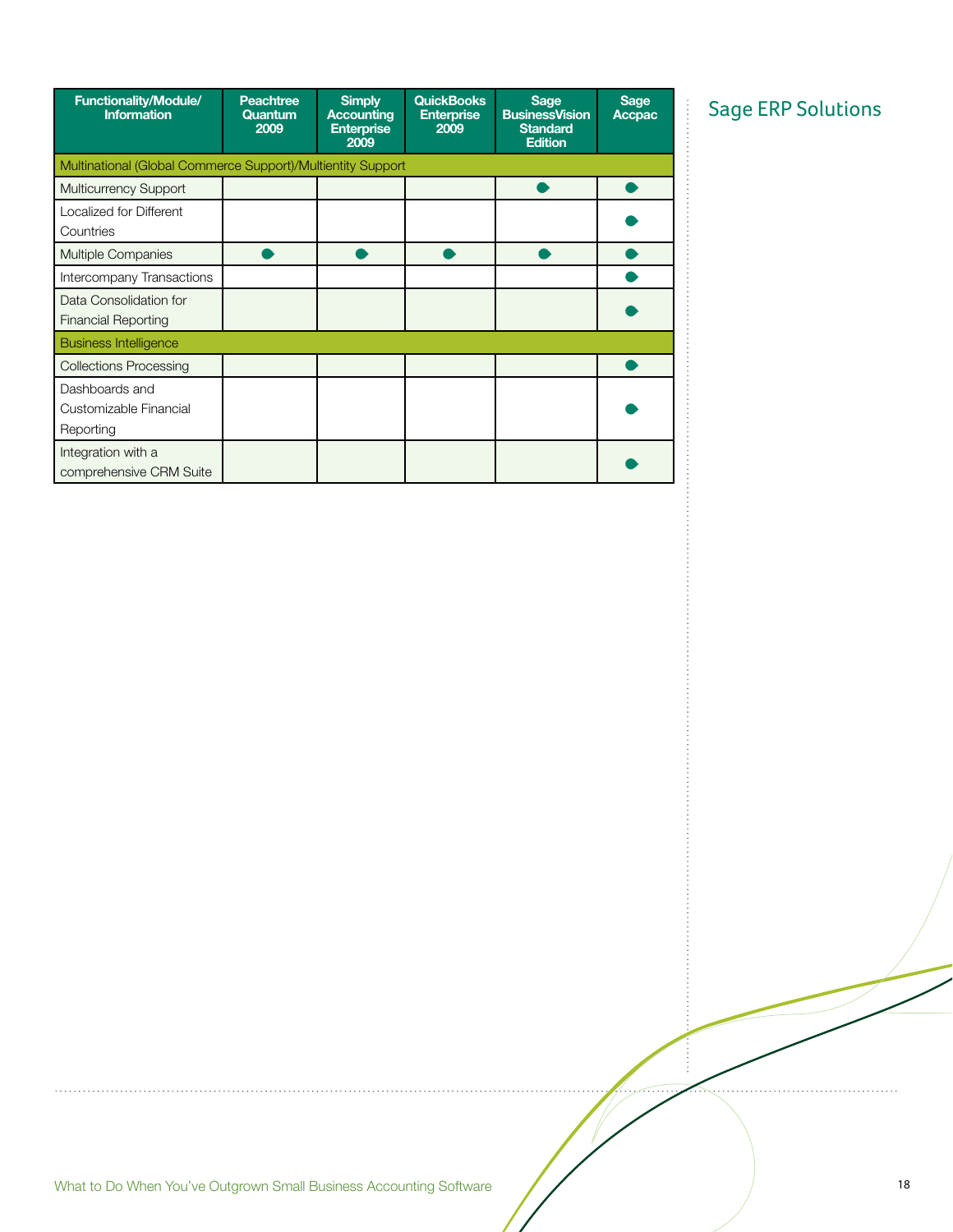## Sage ERP Solutions

| Functionality/Module/ Information | Peachtree Quantum 2009 | Simply Accounting Enterprise 2009 | QuickBooks Enterprise 2009 | Sage BusinessVision Standard Edition | Sage Accpac |
|---|---|---|---|---|---|
| Multinational (Global Commerce Support)/Multientity Support | | | | | |
| Multicurrency Support | | | | ● | ● |
| Localized for Different Countries | | | | | ● |
| Multiple Companies | ● | ● | ● | ● | ● |
| Intercompany Transactions | | | | | ● |
| Data Consolidation for Financial Reporting | | | | | ● |
| Business Intelligence | | | | | |
| Collections Processing | | | | | ● |
| Dashboards and Customizable Financial Reporting | | | | | ● |
| Integration with a comprehensive CRM Suite | | | | | ● |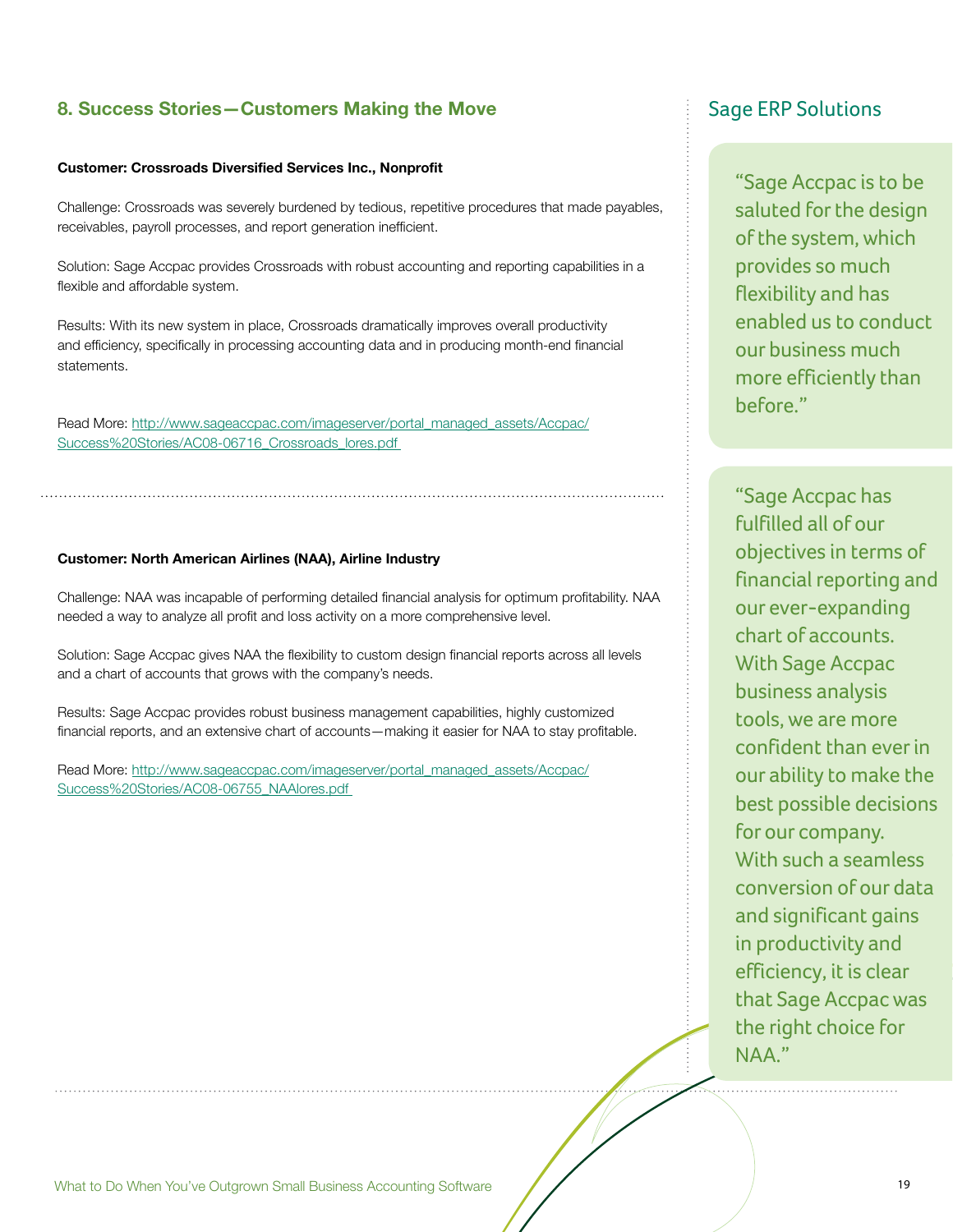## 8. Success Stories—Customers Making the Move

**Customer: Crossroads Diversified Services Inc., Nonprofit**

Challenge: Crossroads was severely burdened by tedious, repetitive procedures that made payables, receivables, payroll processes, and report generation inefficient.

Solution: Sage Accpac provides Crossroads with robust accounting and reporting capabilities in a flexible and affordable system.

Results: With its new system in place, Crossroads dramatically improves overall productivity and efficiency, specifically in processing accounting data and in producing month-end financial statements.

Read More: http://www.sageaccpac.com/imageserver/portal_managed_assets/Accpac/Success%20Stories/AC08-06716_Crossroads_lores.pdf

**Customer: North American Airlines (NAA), Airline Industry**

Challenge: NAA was incapable of performing detailed financial analysis for optimum profitability. NAA needed a way to analyze all profit and loss activity on a more comprehensive level.

Solution: Sage Accpac gives NAA the flexibility to custom design financial reports across all levels and a chart of accounts that grows with the company's needs.

Results: Sage Accpac provides robust business management capabilities, highly customized financial reports, and an extensive chart of accounts—making it easier for NAA to stay profitable.

Read More: http://www.sageaccpac.com/imageserver/portal_managed_assets/Accpac/Success%20Stories/AC08-06755_NAAlores.pdf

## Sage ERP Solutions

"Sage Accpac is to be saluted for the design of the system, which provides so much flexibility and has enabled us to conduct our business much more efficiently than before."

"Sage Accpac has fulfilled all of our objectives in terms of financial reporting and our ever-expanding chart of accounts. With Sage Accpac business analysis tools, we are more confident than ever in our ability to make the best possible decisions for our company. With such a seamless conversion of our data and significant gains in productivity and efficiency, it is clear that Sage Accpac was the right choice for NAA."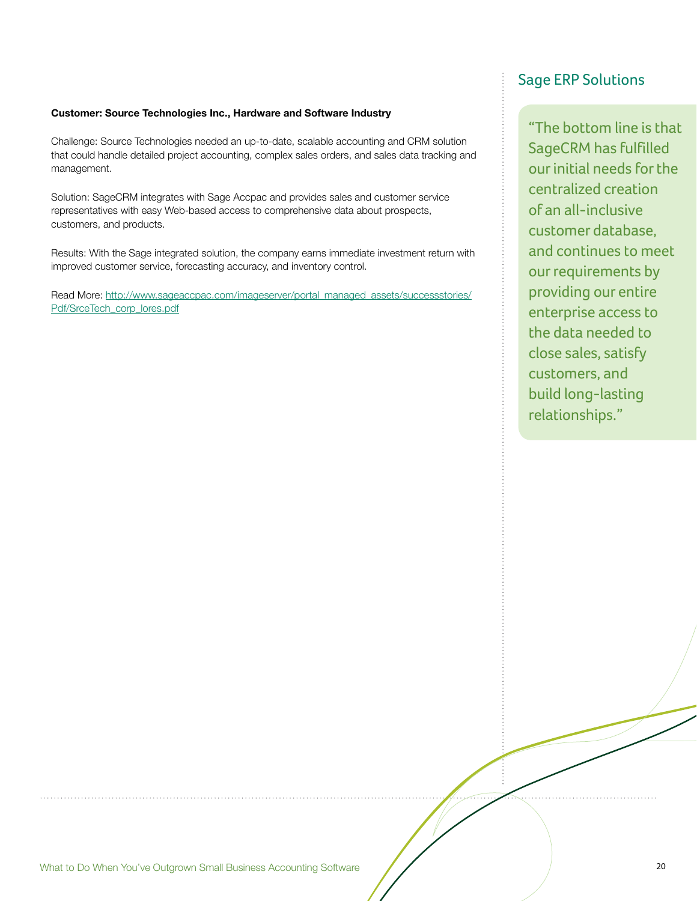**Customer: Source Technologies Inc., Hardware and Software Industry**

Challenge: Source Technologies needed an up-to-date, scalable accounting and CRM solution that could handle detailed project accounting, complex sales orders, and sales data tracking and management.

Solution: SageCRM integrates with Sage Accpac and provides sales and customer service representatives with easy Web-based access to comprehensive data about prospects, customers, and products.

Results: With the Sage integrated solution, the company earns immediate investment return with improved customer service, forecasting accuracy, and inventory control.

Read More: http://www.sageaccpac.com/imageserver/portal_managed_assets/successstories/Pdf/SrceTech_corp_lores.pdf

## Sage ERP Solutions

"The bottom line is that SageCRM has fulfilled our initial needs for the centralized creation of an all-inclusive customer database, and continues to meet our requirements by providing our entire enterprise access to the data needed to close sales, satisfy customers, and build long-lasting relationships."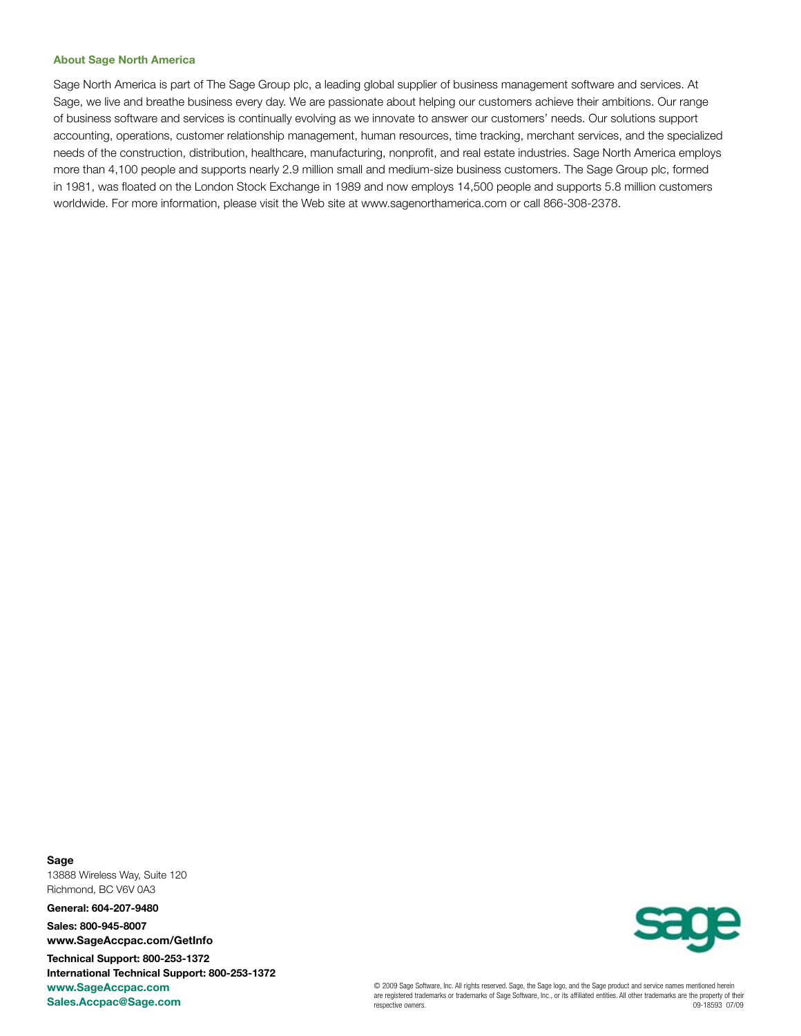### About Sage North America

Sage North America is part of The Sage Group plc, a leading global supplier of business management software and services. At Sage, we live and breathe business every day. We are passionate about helping our customers achieve their ambitions. Our range of business software and services is continually evolving as we innovate to answer our customers' needs. Our solutions support accounting, operations, customer relationship management, human resources, time tracking, merchant services, and the specialized needs of the construction, distribution, healthcare, manufacturing, nonprofit, and real estate industries. Sage North America employs more than 4,100 people and supports nearly 2.9 million small and medium-size business customers. The Sage Group plc, formed in 1981, was floated on the London Stock Exchange in 1989 and now employs 14,500 people and supports 5.8 million customers worldwide. For more information, please visit the Web site at www.sagenorthamerica.com or call 866-308-2378.

**Sage**
13888 Wireless Way, Suite 120
Richmond, BC V6V 0A3

**General: 604-207-9480**

**Sales: 800-945-8007**
**www.SageAccpac.com/GetInfo**

**Technical Support: 800-253-1372**
**International Technical Support: 800-253-1372**
**www.SageAccpac.com**
**Sales.Accpac@Sage.com**

sage

© 2009 Sage Software, Inc. All rights reserved. Sage, the Sage logo, and the Sage product and service names mentioned herein are registered trademarks or trademarks of Sage Software, Inc., or its affiliated entities. All other trademarks are the property of their respective owners.
09-18593 07/09